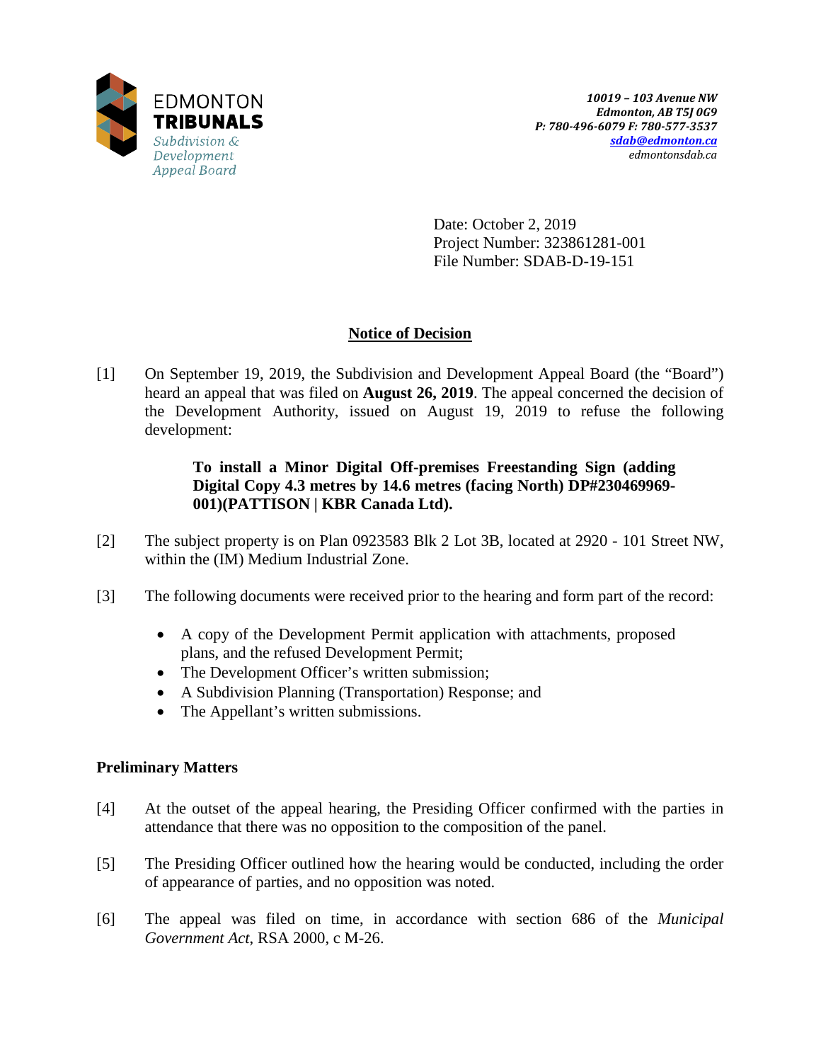EDMONTON
**TRIBUNALS**
*Subdivision & Development Appeal Board*

*10019 – 103 Avenue NW*
*Edmonton, AB T5J 0G9*
*P: 780-496-6079 F: 780-577-3537*
*sdab@edmonton.ca*
*edmontonsdab.ca*

Date: October 2, 2019
Project Number: 323861281-001
File Number: SDAB-D-19-151

## Notice of Decision

[1] On September 19, 2019, the Subdivision and Development Appeal Board (the "Board") heard an appeal that was filed on **August 26, 2019**. The appeal concerned the decision of the Development Authority, issued on August 19, 2019 to refuse the following development:

> **To install a Minor Digital Off-premises Freestanding Sign (adding Digital Copy 4.3 metres by 14.6 metres (facing North) DP#230469969-001)(PATTISON | KBR Canada Ltd).**

[2] The subject property is on Plan 0923583 Blk 2 Lot 3B, located at 2920 - 101 Street NW, within the (IM) Medium Industrial Zone.

[3] The following documents were received prior to the hearing and form part of the record:

- A copy of the Development Permit application with attachments, proposed plans, and the refused Development Permit;
- The Development Officer's written submission;
- A Subdivision Planning (Transportation) Response; and
- The Appellant's written submissions.

### Preliminary Matters

[4] At the outset of the appeal hearing, the Presiding Officer confirmed with the parties in attendance that there was no opposition to the composition of the panel.

[5] The Presiding Officer outlined how the hearing would be conducted, including the order of appearance of parties, and no opposition was noted.

[6] The appeal was filed on time, in accordance with section 686 of the *Municipal Government Act*, RSA 2000, c M-26.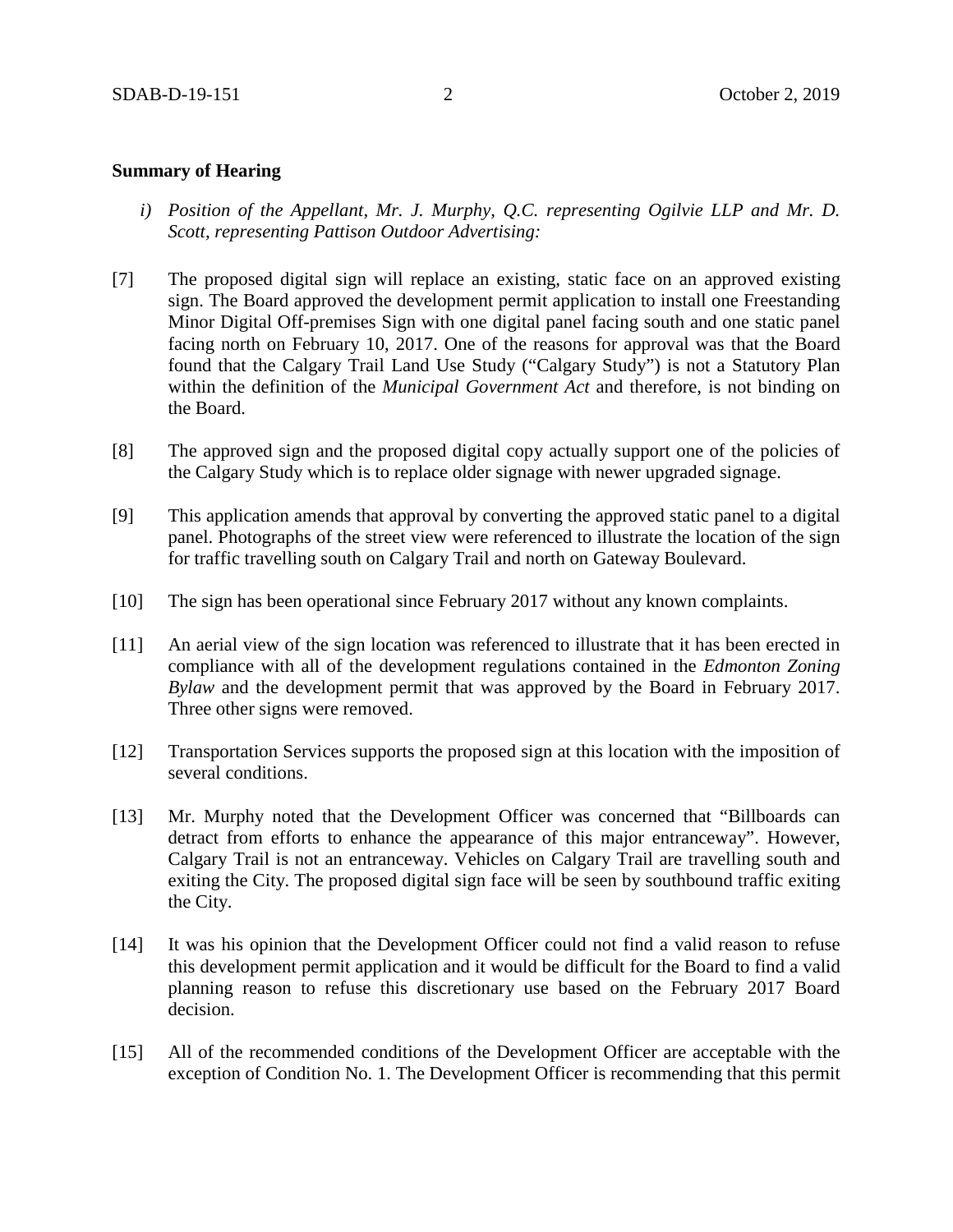**Summary of Hearing**

*i) Position of the Appellant, Mr. J. Murphy, Q.C. representing Ogilvie LLP and Mr. D. Scott, representing Pattison Outdoor Advertising:*

[7] The proposed digital sign will replace an existing, static face on an approved existing sign. The Board approved the development permit application to install one Freestanding Minor Digital Off-premises Sign with one digital panel facing south and one static panel facing north on February 10, 2017. One of the reasons for approval was that the Board found that the Calgary Trail Land Use Study ("Calgary Study") is not a Statutory Plan within the definition of the *Municipal Government Act* and therefore, is not binding on the Board.

[8] The approved sign and the proposed digital copy actually support one of the policies of the Calgary Study which is to replace older signage with newer upgraded signage.

[9] This application amends that approval by converting the approved static panel to a digital panel. Photographs of the street view were referenced to illustrate the location of the sign for traffic travelling south on Calgary Trail and north on Gateway Boulevard.

[10] The sign has been operational since February 2017 without any known complaints.

[11] An aerial view of the sign location was referenced to illustrate that it has been erected in compliance with all of the development regulations contained in the *Edmonton Zoning Bylaw* and the development permit that was approved by the Board in February 2017. Three other signs were removed.

[12] Transportation Services supports the proposed sign at this location with the imposition of several conditions.

[13] Mr. Murphy noted that the Development Officer was concerned that "Billboards can detract from efforts to enhance the appearance of this major entranceway". However, Calgary Trail is not an entranceway. Vehicles on Calgary Trail are travelling south and exiting the City. The proposed digital sign face will be seen by southbound traffic exiting the City.

[14] It was his opinion that the Development Officer could not find a valid reason to refuse this development permit application and it would be difficult for the Board to find a valid planning reason to refuse this discretionary use based on the February 2017 Board decision.

[15] All of the recommended conditions of the Development Officer are acceptable with the exception of Condition No. 1. The Development Officer is recommending that this permit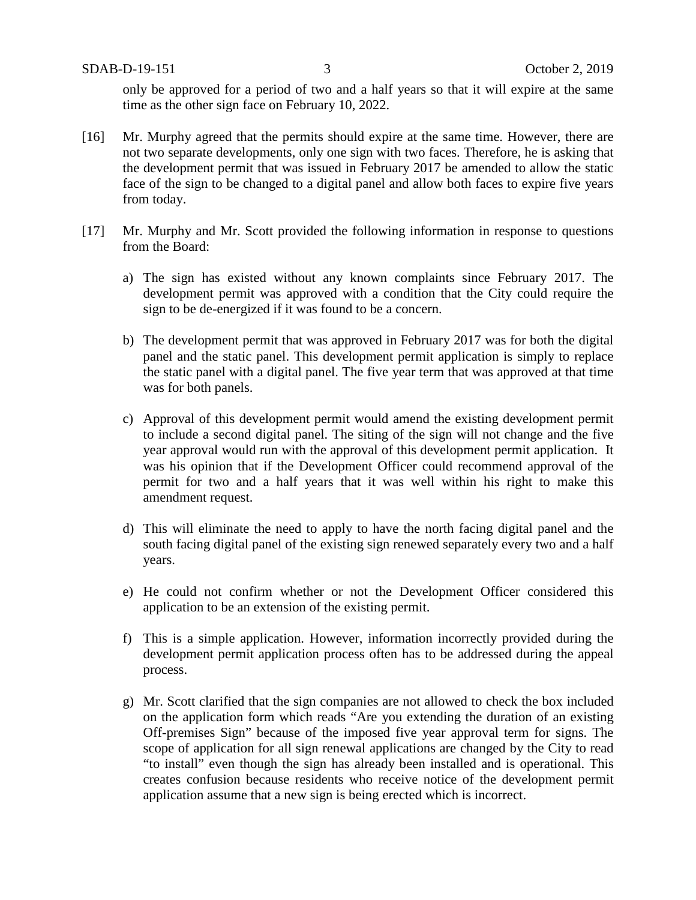only be approved for a period of two and a half years so that it will expire at the same time as the other sign face on February 10, 2022.

[16] Mr. Murphy agreed that the permits should expire at the same time. However, there are not two separate developments, only one sign with two faces. Therefore, he is asking that the development permit that was issued in February 2017 be amended to allow the static face of the sign to be changed to a digital panel and allow both faces to expire five years from today.

[17] Mr. Murphy and Mr. Scott provided the following information in response to questions from the Board:

a) The sign has existed without any known complaints since February 2017. The development permit was approved with a condition that the City could require the sign to be de-energized if it was found to be a concern.

b) The development permit that was approved in February 2017 was for both the digital panel and the static panel. This development permit application is simply to replace the static panel with a digital panel. The five year term that was approved at that time was for both panels.

c) Approval of this development permit would amend the existing development permit to include a second digital panel. The siting of the sign will not change and the five year approval would run with the approval of this development permit application. It was his opinion that if the Development Officer could recommend approval of the permit for two and a half years that it was well within his right to make this amendment request.

d) This will eliminate the need to apply to have the north facing digital panel and the south facing digital panel of the existing sign renewed separately every two and a half years.

e) He could not confirm whether or not the Development Officer considered this application to be an extension of the existing permit.

f) This is a simple application. However, information incorrectly provided during the development permit application process often has to be addressed during the appeal process.

g) Mr. Scott clarified that the sign companies are not allowed to check the box included on the application form which reads "Are you extending the duration of an existing Off-premises Sign" because of the imposed five year approval term for signs. The scope of application for all sign renewal applications are changed by the City to read "to install" even though the sign has already been installed and is operational. This creates confusion because residents who receive notice of the development permit application assume that a new sign is being erected which is incorrect.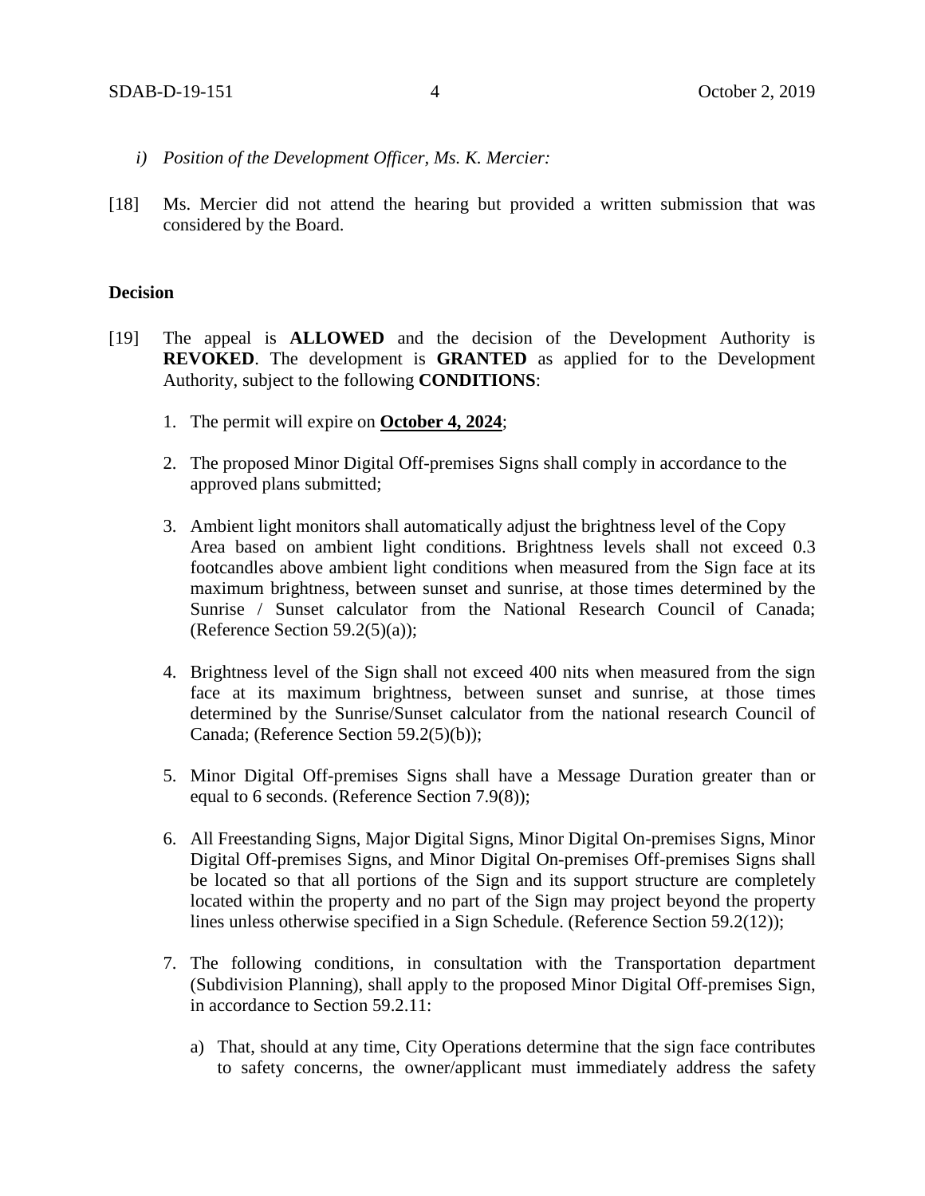*i) Position of the Development Officer, Ms. K. Mercier:*

[18] Ms. Mercier did not attend the hearing but provided a written submission that was considered by the Board.

**Decision**

[19] The appeal is **ALLOWED** and the decision of the Development Authority is **REVOKED**. The development is **GRANTED** as applied for to the Development Authority, subject to the following **CONDITIONS**:

1. The permit will expire on **October 4, 2024**;

2. The proposed Minor Digital Off-premises Signs shall comply in accordance to the approved plans submitted;

3. Ambient light monitors shall automatically adjust the brightness level of the Copy Area based on ambient light conditions. Brightness levels shall not exceed 0.3 footcandles above ambient light conditions when measured from the Sign face at its maximum brightness, between sunset and sunrise, at those times determined by the Sunrise / Sunset calculator from the National Research Council of Canada; (Reference Section 59.2(5)(a));

4. Brightness level of the Sign shall not exceed 400 nits when measured from the sign face at its maximum brightness, between sunset and sunrise, at those times determined by the Sunrise/Sunset calculator from the national research Council of Canada; (Reference Section 59.2(5)(b));

5. Minor Digital Off-premises Signs shall have a Message Duration greater than or equal to 6 seconds. (Reference Section 7.9(8));

6. All Freestanding Signs, Major Digital Signs, Minor Digital On-premises Signs, Minor Digital Off-premises Signs, and Minor Digital On-premises Off-premises Signs shall be located so that all portions of the Sign and its support structure are completely located within the property and no part of the Sign may project beyond the property lines unless otherwise specified in a Sign Schedule. (Reference Section 59.2(12));

7. The following conditions, in consultation with the Transportation department (Subdivision Planning), shall apply to the proposed Minor Digital Off-premises Sign, in accordance to Section 59.2.11:

   a) That, should at any time, City Operations determine that the sign face contributes to safety concerns, the owner/applicant must immediately address the safety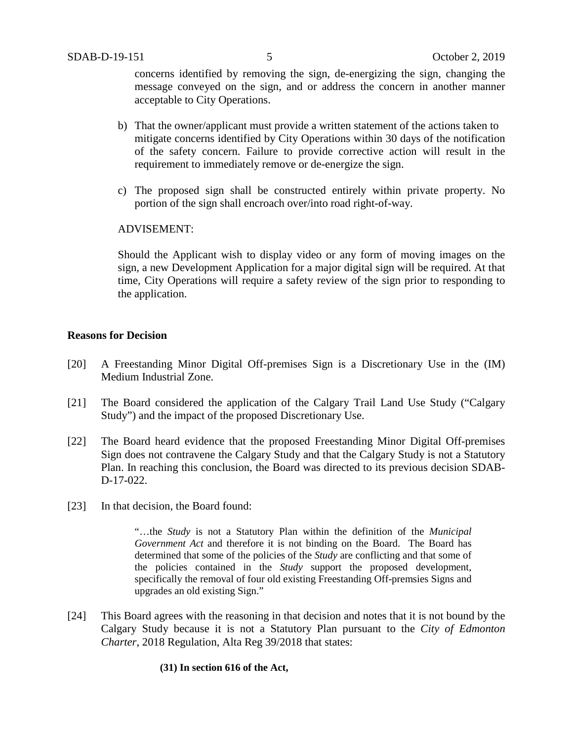concerns identified by removing the sign, de-energizing the sign, changing the message conveyed on the sign, and or address the concern in another manner acceptable to City Operations.

b) That the owner/applicant must provide a written statement of the actions taken to mitigate concerns identified by City Operations within 30 days of the notification of the safety concern. Failure to provide corrective action will result in the requirement to immediately remove or de-energize the sign.

c) The proposed sign shall be constructed entirely within private property. No portion of the sign shall encroach over/into road right-of-way.

ADVISEMENT:

Should the Applicant wish to display video or any form of moving images on the sign, a new Development Application for a major digital sign will be required. At that time, City Operations will require a safety review of the sign prior to responding to the application.

**Reasons for Decision**

[20] A Freestanding Minor Digital Off-premises Sign is a Discretionary Use in the (IM) Medium Industrial Zone.

[21] The Board considered the application of the Calgary Trail Land Use Study ("Calgary Study") and the impact of the proposed Discretionary Use.

[22] The Board heard evidence that the proposed Freestanding Minor Digital Off-premises Sign does not contravene the Calgary Study and that the Calgary Study is not a Statutory Plan. In reaching this conclusion, the Board was directed to its previous decision SDAB-D-17-022.

[23] In that decision, the Board found:

> "…the *Study* is not a Statutory Plan within the definition of the *Municipal Government Act* and therefore it is not binding on the Board. The Board has determined that some of the policies of the *Study* are conflicting and that some of the policies contained in the *Study* support the proposed development, specifically the removal of four old existing Freestanding Off-premsies Signs and upgrades an old existing Sign."

[24] This Board agrees with the reasoning in that decision and notes that it is not bound by the Calgary Study because it is not a Statutory Plan pursuant to the *City of Edmonton Charter*, 2018 Regulation, Alta Reg 39/2018 that states:

> **(31) In section 616 of the Act,**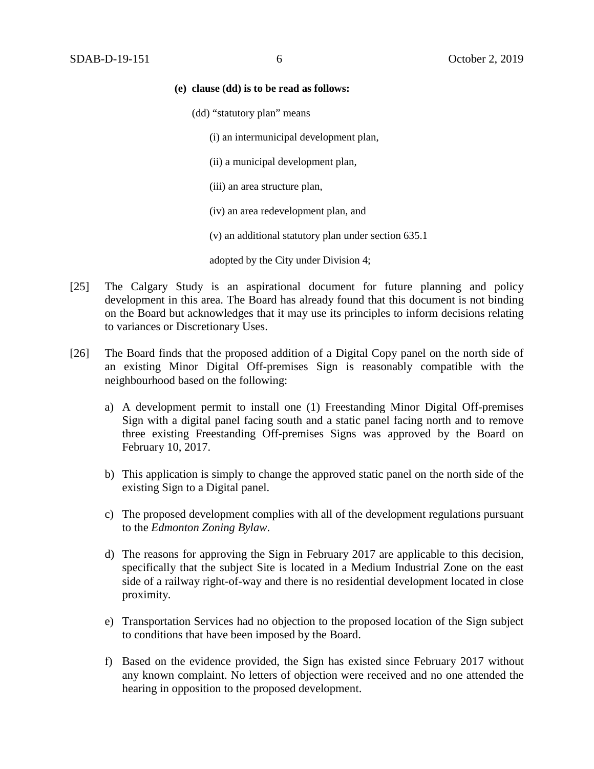**(e) clause (dd) is to be read as follows:**

(dd) "statutory plan" means

(i) an intermunicipal development plan,

(ii) a municipal development plan,

(iii) an area structure plan,

(iv) an area redevelopment plan, and

(v) an additional statutory plan under section 635.1

adopted by the City under Division 4;

[25] The Calgary Study is an aspirational document for future planning and policy development in this area. The Board has already found that this document is not binding on the Board but acknowledges that it may use its principles to inform decisions relating to variances or Discretionary Uses.

[26] The Board finds that the proposed addition of a Digital Copy panel on the north side of an existing Minor Digital Off-premises Sign is reasonably compatible with the neighbourhood based on the following:

a) A development permit to install one (1) Freestanding Minor Digital Off-premises Sign with a digital panel facing south and a static panel facing north and to remove three existing Freestanding Off-premises Signs was approved by the Board on February 10, 2017.

b) This application is simply to change the approved static panel on the north side of the existing Sign to a Digital panel.

c) The proposed development complies with all of the development regulations pursuant to the *Edmonton Zoning Bylaw*.

d) The reasons for approving the Sign in February 2017 are applicable to this decision, specifically that the subject Site is located in a Medium Industrial Zone on the east side of a railway right-of-way and there is no residential development located in close proximity.

e) Transportation Services had no objection to the proposed location of the Sign subject to conditions that have been imposed by the Board.

f) Based on the evidence provided, the Sign has existed since February 2017 without any known complaint. No letters of objection were received and no one attended the hearing in opposition to the proposed development.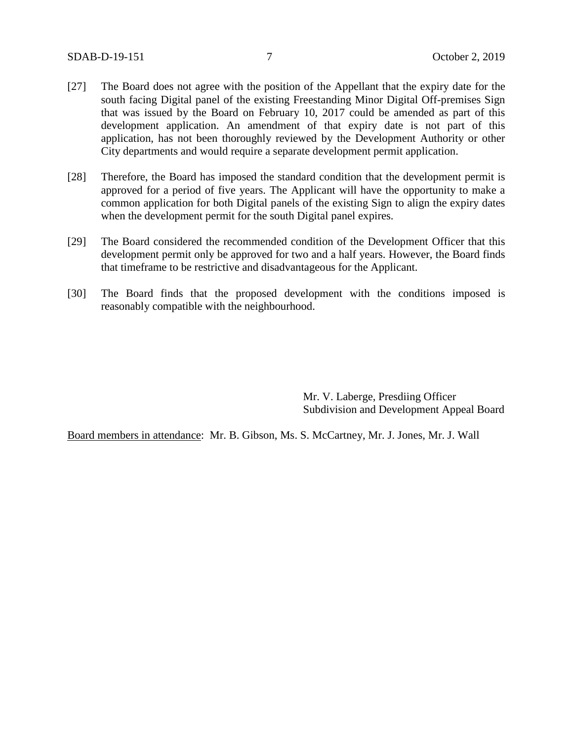[27] The Board does not agree with the position of the Appellant that the expiry date for the south facing Digital panel of the existing Freestanding Minor Digital Off-premises Sign that was issued by the Board on February 10, 2017 could be amended as part of this development application. An amendment of that expiry date is not part of this application, has not been thoroughly reviewed by the Development Authority or other City departments and would require a separate development permit application.

[28] Therefore, the Board has imposed the standard condition that the development permit is approved for a period of five years. The Applicant will have the opportunity to make a common application for both Digital panels of the existing Sign to align the expiry dates when the development permit for the south Digital panel expires.

[29] The Board considered the recommended condition of the Development Officer that this development permit only be approved for two and a half years. However, the Board finds that timeframe to be restrictive and disadvantageous for the Applicant.

[30] The Board finds that the proposed development with the conditions imposed is reasonably compatible with the neighbourhood.

Mr. V. Laberge, Presdiing Officer
Subdivision and Development Appeal Board

<u>Board members in attendance</u>: Mr. B. Gibson, Ms. S. McCartney, Mr. J. Jones, Mr. J. Wall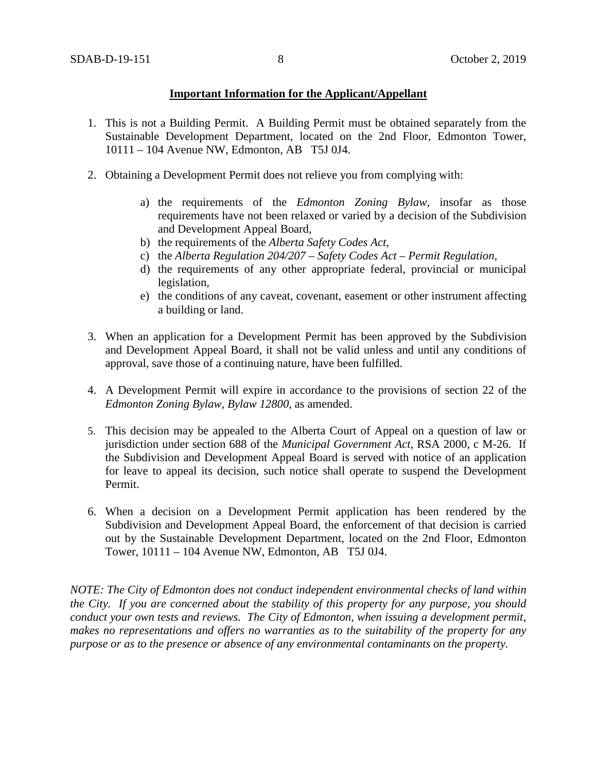**Important Information for the Applicant/Appellant**

1. This is not a Building Permit. A Building Permit must be obtained separately from the Sustainable Development Department, located on the 2nd Floor, Edmonton Tower, 10111 – 104 Avenue NW, Edmonton, AB T5J 0J4.

2. Obtaining a Development Permit does not relieve you from complying with:

    a) the requirements of the *Edmonton Zoning Bylaw*, insofar as those requirements have not been relaxed or varied by a decision of the Subdivision and Development Appeal Board,
    b) the requirements of the *Alberta Safety Codes Act*,
    c) the *Alberta Regulation 204/207 – Safety Codes Act – Permit Regulation*,
    d) the requirements of any other appropriate federal, provincial or municipal legislation,
    e) the conditions of any caveat, covenant, easement or other instrument affecting a building or land.

3. When an application for a Development Permit has been approved by the Subdivision and Development Appeal Board, it shall not be valid unless and until any conditions of approval, save those of a continuing nature, have been fulfilled.

4. A Development Permit will expire in accordance to the provisions of section 22 of the *Edmonton Zoning Bylaw, Bylaw 12800*, as amended.

5. This decision may be appealed to the Alberta Court of Appeal on a question of law or jurisdiction under section 688 of the *Municipal Government Act*, RSA 2000, c M-26. If the Subdivision and Development Appeal Board is served with notice of an application for leave to appeal its decision, such notice shall operate to suspend the Development Permit.

6. When a decision on a Development Permit application has been rendered by the Subdivision and Development Appeal Board, the enforcement of that decision is carried out by the Sustainable Development Department, located on the 2nd Floor, Edmonton Tower, 10111 – 104 Avenue NW, Edmonton, AB T5J 0J4.

*NOTE: The City of Edmonton does not conduct independent environmental checks of land within the City. If you are concerned about the stability of this property for any purpose, you should conduct your own tests and reviews. The City of Edmonton, when issuing a development permit, makes no representations and offers no warranties as to the suitability of the property for any purpose or as to the presence or absence of any environmental contaminants on the property.*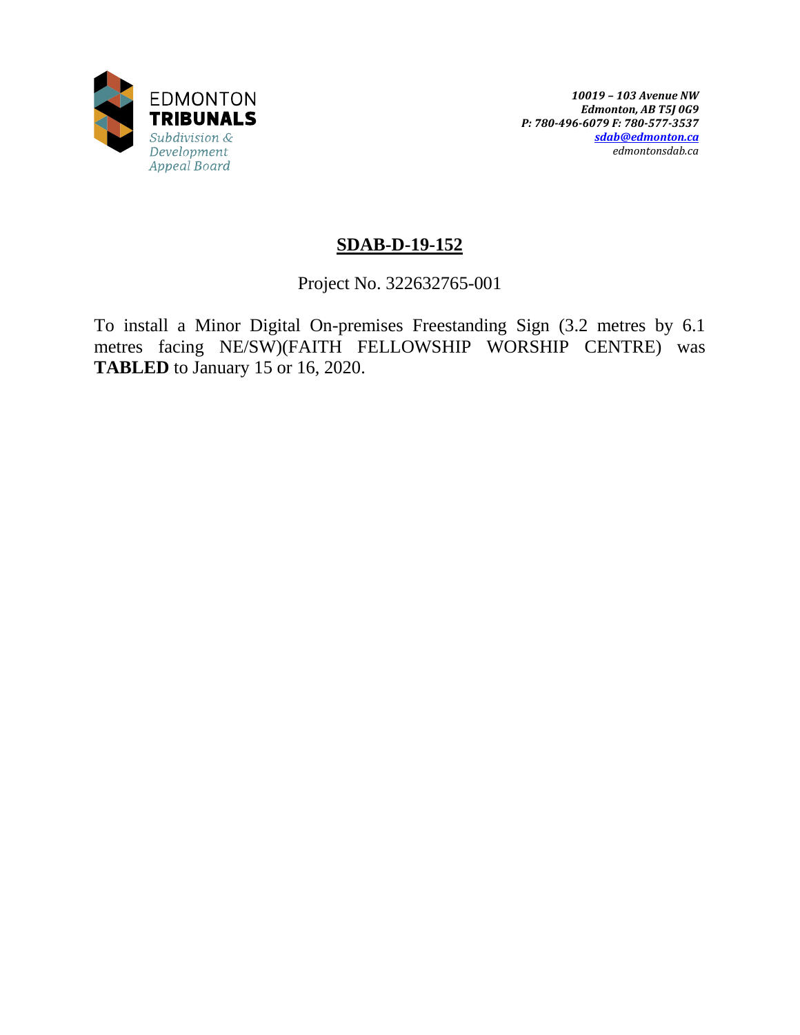EDMONTON
**TRIBUNALS**
*Subdivision & Development Appeal Board*

***10019 – 103 Avenue NW***
***Edmonton, AB T5J 0G9***
***P: 780-496-6079 F: 780-577-3537***
***sdab@edmonton.ca***
*edmontonsdab.ca*

# SDAB-D-19-152

Project No. 322632765-001

To install a Minor Digital On-premises Freestanding Sign (3.2 metres by 6.1 metres facing NE/SW)(FAITH FELLOWSHIP WORSHIP CENTRE) was **TABLED** to January 15 or 16, 2020.